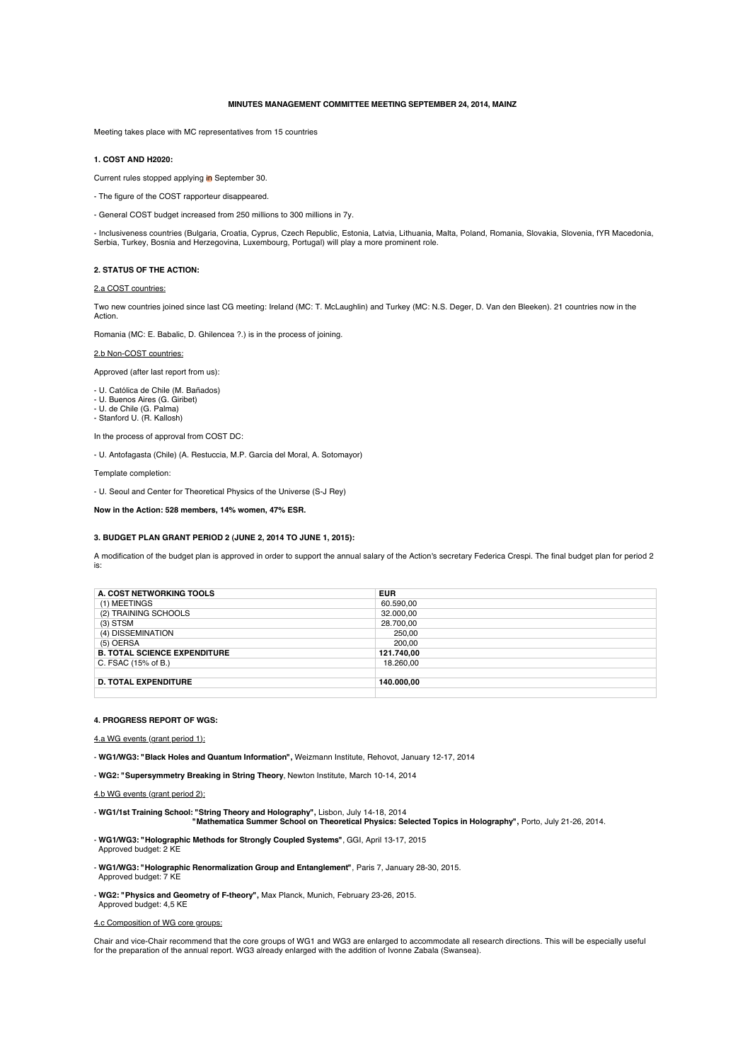**MINUTES MANAGEMENT COMMITTEE MEETING SEPTEMBER 24, 2014, MAINZ**

Meeting takes place with MC representatives from 15 countries

## 1. COST AND H2020:

Current rules stopped applying in September 30.

- The figure of the COST rapporteur disappeared.

- General COST budget increased from 250 millions to 300 millions in 7y.

- Inclusiveness countries (Bulgaria, Croatia, Cyprus, Czech Republic, Estonia, Latvia, Lithuania, Malta, Poland, Romania, Slovakia, Slovenia, fYR Macedonia, Serbia, Turkey, Bosnia and Herzegovina, Luxembourg, Portugal) will play a more prominent role.

## 2. STATUS OF THE ACTION:

### 2.a COST countries:

Two new countries joined since last CG meeting: Ireland (MC: T. McLaughlin) and Turkey (MC: N.S. Deger, D. Van den Bleeken). 21 countries now in the Action.

Romania (MC: E. Babalic, D. Ghilencea ?.) is in the process of joining.

### 2.b Non-COST countries:

Approved (after last report from us):

- U. Católica de Chile (M. Bañados)
- U. Buenos Aires (G. Giribet)
- U. de Chile (G. Palma)
- Stanford U. (R. Kallosh)

In the process of approval from COST DC:

- U. Antofagasta (Chile) (A. Restuccia, M.P. García del Moral, A. Sotomayor)

Template completion:

- U. Seoul and Center for Theoretical Physics of the Universe (S-J Rey)

**Now in the Action: 528 members, 14% women, 47% ESR.**

## 3. BUDGET PLAN GRANT PERIOD 2 (JUNE 2, 2014 TO JUNE 1, 2015):

A modification of the budget plan is approved in order to support the annual salary of the Action's secretary Federica Crespi. The final budget plan for period 2 is:

| **A. COST NETWORKING TOOLS** | **EUR** |
|---|---|
| (1) MEETINGS | 60.590,00 |
| (2) TRAINING SCHOOLS | 32.000,00 |
| (3) STSM | 28.700,00 |
| (4) DISSEMINATION | 250,00 |
| (5) OERSA | 200,00 |
| **B. TOTAL SCIENCE EXPENDITURE** | **121.740,00** |
| C. FSAC (15% of B.) | 18.260,00 |
| | |
| **D. TOTAL EXPENDITURE** | **140.000,00** |
| | |

## 4. PROGRESS REPORT OF WGS:

### 4.a WG events (grant period 1):

- **WG1/WG3: "Black Holes and Quantum Information",** Weizmann Institute, Rehovot, January 12-17, 2014

- **WG2: "Supersymmetry Breaking in String Theory**, Newton Institute, March 10-14, 2014

### 4.b WG events (grant period 2):

- **WG1/1st Training School: "String Theory and Holography",** Lisbon, July 14-18, 2014
  **"Mathematica Summer School on Theoretical Physics: Selected Topics in Holography",** Porto, July 21-26, 2014.

- **WG1/WG3: "Holographic Methods for Strongly Coupled Systems"**, GGI, April 13-17, 2015
  Approved budget: 2 KE

- **WG1/WG3: "Holographic Renormalization Group and Entanglement"**, Paris 7, January 28-30, 2015.
  Approved budget: 7 KE

- **WG2: "Physics and Geometry of F-theory",** Max Planck, Munich, February 23-26, 2015.
  Approved budget: 4,5 KE

### 4.c Composition of WG core groups:

Chair and vice-Chair recommend that the core groups of WG1 and WG3 are enlarged to accommodate all research directions. This will be especially useful for the preparation of the annual report. WG3 already enlarged with the addition of Ivonne Zabala (Swansea).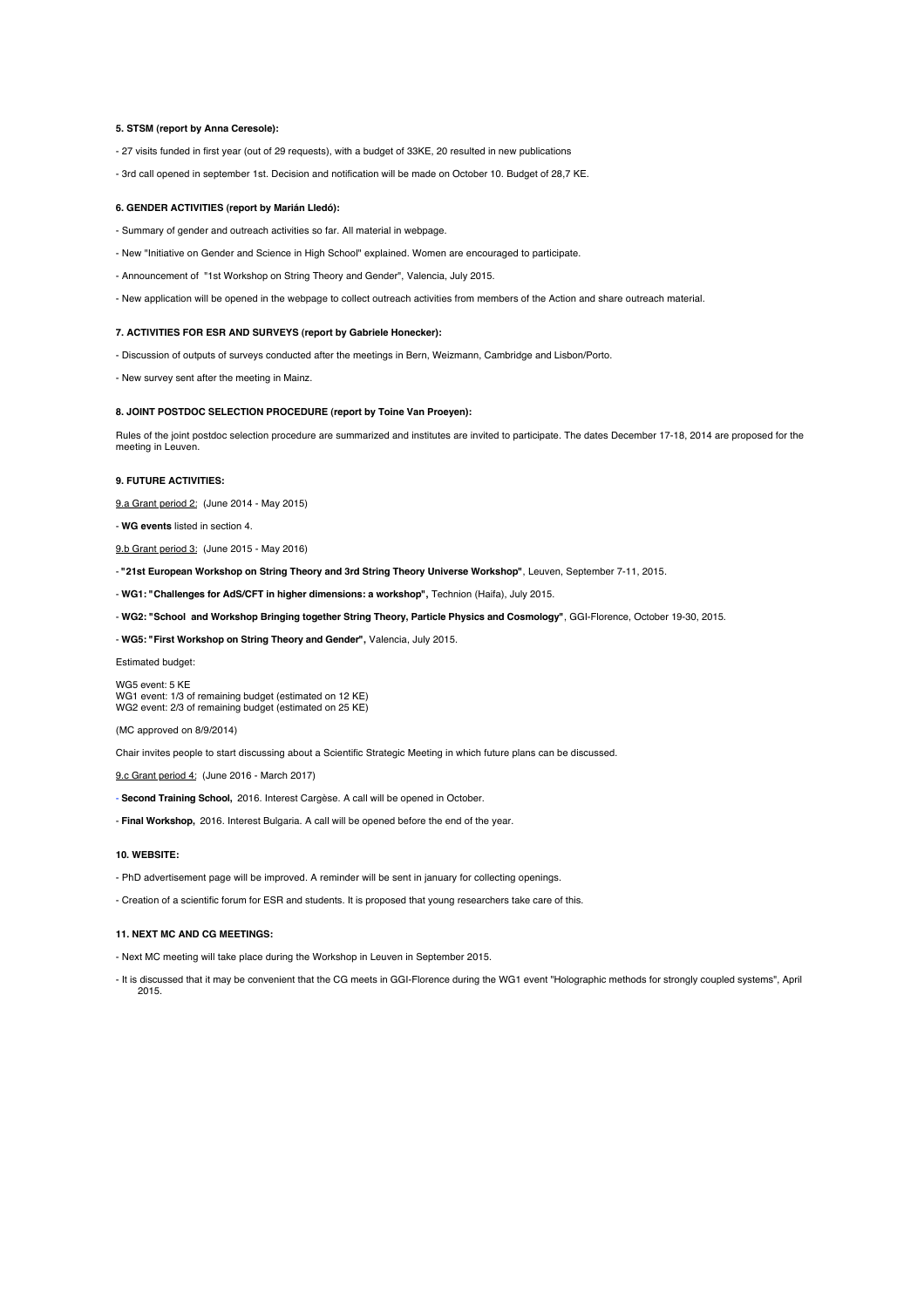**5. STSM (report by Anna Ceresole):**

- 27 visits funded in first year (out of 29 requests), with a budget of 33KE, 20 resulted in new publications

- 3rd call opened in september 1st. Decision and notification will be made on October 10. Budget of 28,7 KE.

**6. GENDER ACTIVITIES (report by Marián Lledó):**

- Summary of gender and outreach activities so far. All material in webpage.

- New "Initiative on Gender and Science in High School" explained. Women are encouraged to participate.

- Announcement of "1st Workshop on String Theory and Gender", Valencia, July 2015.

- New application will be opened in the webpage to collect outreach activities from members of the Action and share outreach material.

**7. ACTIVITIES FOR ESR AND SURVEYS (report by Gabriele Honecker):**

- Discussion of outputs of surveys conducted after the meetings in Bern, Weizmann, Cambridge and Lisbon/Porto.

- New survey sent after the meeting in Mainz.

**8. JOINT POSTDOC SELECTION PROCEDURE (report by Toine Van Proeyen):**

Rules of the joint postdoc selection procedure are summarized and institutes are invited to participate. The dates December 17-18, 2014 are proposed for the meeting in Leuven.

**9. FUTURE ACTIVITIES:**

9.a Grant period 2: (June 2014 - May 2015)

- **WG events** listed in section 4.

9.b Grant period 3: (June 2015 - May 2016)

- **"21st European Workshop on String Theory and 3rd String Theory Universe Workshop"**, Leuven, September 7-11, 2015.

- **WG1: "Challenges for AdS/CFT in higher dimensions: a workshop",** Technion (Haifa), July 2015.

- **WG2: "School and Workshop Bringing together String Theory, Particle Physics and Cosmology"**, GGI-Florence, October 19-30, 2015.

- **WG5: "First Workshop on String Theory and Gender",** Valencia, July 2015.

Estimated budget:

WG5 event: 5 KE
WG1 event: 1/3 of remaining budget (estimated on 12 KE)
WG2 event: 2/3 of remaining budget (estimated on 25 KE)

(MC approved on 8/9/2014)

Chair invites people to start discussing about a Scientific Strategic Meeting in which future plans can be discussed.

9.c Grant period 4: (June 2016 - March 2017)

- **Second Training School,** 2016. Interest Cargèse. A call will be opened in October.

- **Final Workshop,** 2016. Interest Bulgaria. A call will be opened before the end of the year.

**10. WEBSITE:**

- PhD advertisement page will be improved. A reminder will be sent in january for collecting openings.

- Creation of a scientific forum for ESR and students. It is proposed that young researchers take care of this.

**11. NEXT MC AND CG MEETINGS:**

- Next MC meeting will take place during the Workshop in Leuven in September 2015.

- It is discussed that it may be convenient that the CG meets in GGI-Florence during the WG1 event "Holographic methods for strongly coupled systems", April 2015.